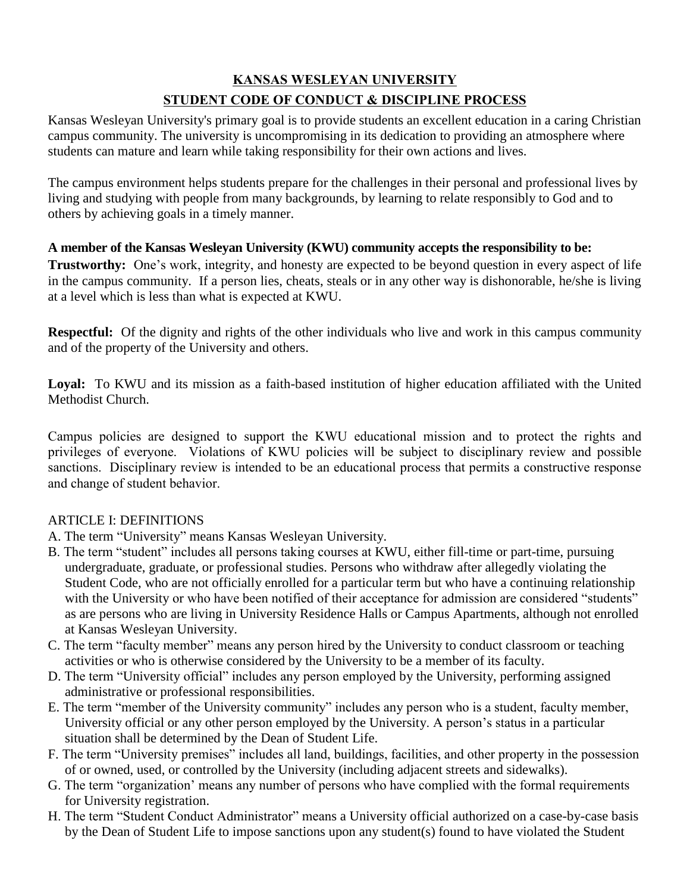# KANSAS WESLEYAN UNIVERSITY

## STUDENT CODE OF CONDUCT & DISCIPLINE PROCESS

Kansas Wesleyan University's primary goal is to provide students an excellent education in a caring Christian campus community. The university is uncompromising in its dedication to providing an atmosphere where students can mature and learn while taking responsibility for their own actions and lives.

The campus environment helps students prepare for the challenges in their personal and professional lives by living and studying with people from many backgrounds, by learning to relate responsibly to God and to others by achieving goals in a timely manner.

**A member of the Kansas Wesleyan University (KWU) community accepts the responsibility to be:**

**Trustworthy:** One's work, integrity, and honesty are expected to be beyond question in every aspect of life in the campus community. If a person lies, cheats, steals or in any other way is dishonorable, he/she is living at a level which is less than what is expected at KWU.

**Respectful:** Of the dignity and rights of the other individuals who live and work in this campus community and of the property of the University and others.

**Loyal:** To KWU and its mission as a faith-based institution of higher education affiliated with the United Methodist Church.

Campus policies are designed to support the KWU educational mission and to protect the rights and privileges of everyone. Violations of KWU policies will be subject to disciplinary review and possible sanctions. Disciplinary review is intended to be an educational process that permits a constructive response and change of student behavior.

ARTICLE I: DEFINITIONS

A. The term "University" means Kansas Wesleyan University.

B. The term "student" includes all persons taking courses at KWU, either fill-time or part-time, pursuing undergraduate, graduate, or professional studies. Persons who withdraw after allegedly violating the Student Code, who are not officially enrolled for a particular term but who have a continuing relationship with the University or who have been notified of their acceptance for admission are considered "students" as are persons who are living in University Residence Halls or Campus Apartments, although not enrolled at Kansas Wesleyan University.

C. The term "faculty member" means any person hired by the University to conduct classroom or teaching activities or who is otherwise considered by the University to be a member of its faculty.

D. The term "University official" includes any person employed by the University, performing assigned administrative or professional responsibilities.

E. The term "member of the University community" includes any person who is a student, faculty member, University official or any other person employed by the University. A person's status in a particular situation shall be determined by the Dean of Student Life.

F. The term "University premises" includes all land, buildings, facilities, and other property in the possession of or owned, used, or controlled by the University (including adjacent streets and sidewalks).

G. The term "organization' means any number of persons who have complied with the formal requirements for University registration.

H. The term "Student Conduct Administrator" means a University official authorized on a case-by-case basis by the Dean of Student Life to impose sanctions upon any student(s) found to have violated the Student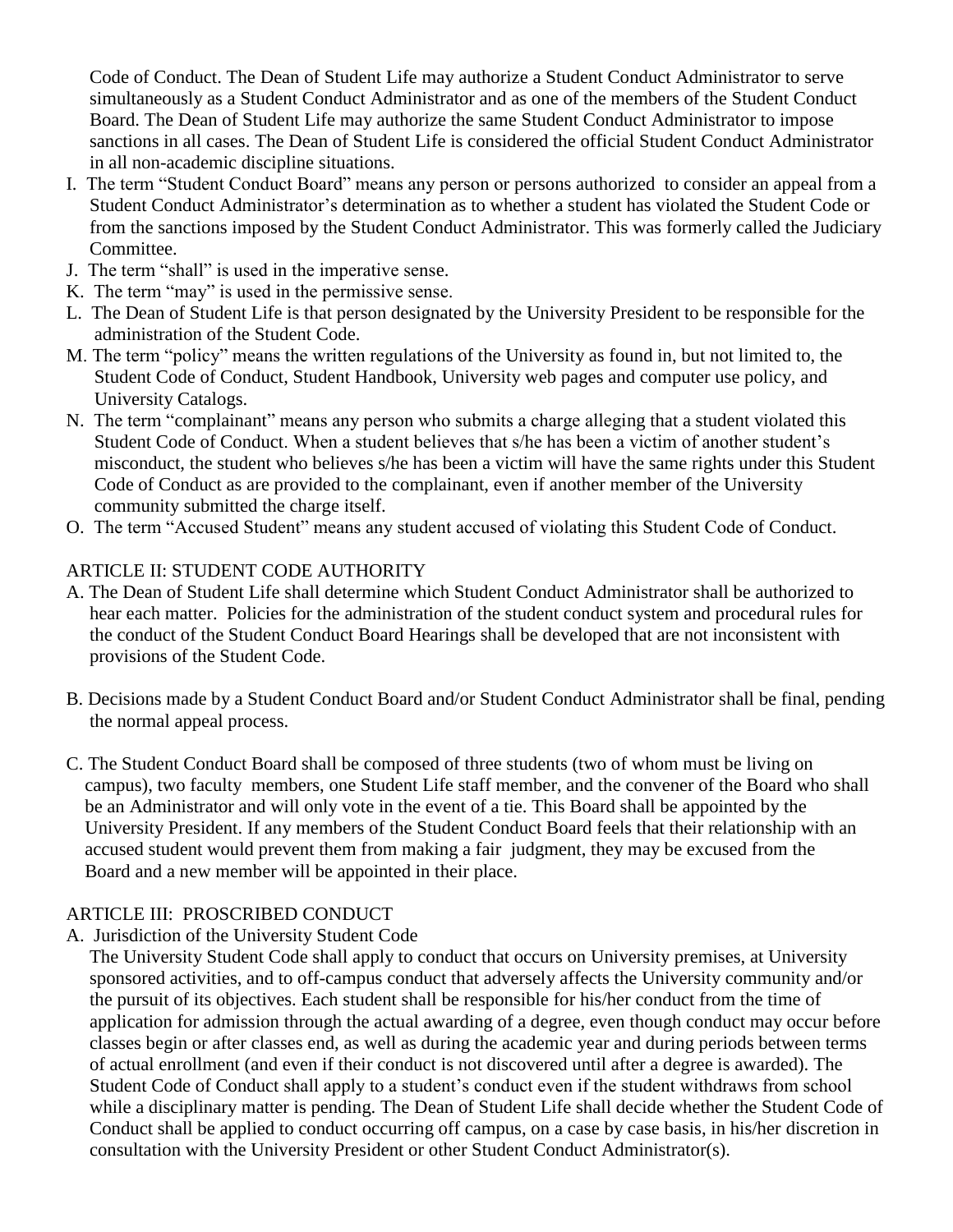Code of Conduct. The Dean of Student Life may authorize a Student Conduct Administrator to serve simultaneously as a Student Conduct Administrator and as one of the members of the Student Conduct Board. The Dean of Student Life may authorize the same Student Conduct Administrator to impose sanctions in all cases. The Dean of Student Life is considered the official Student Conduct Administrator in all non-academic discipline situations.

I. The term "Student Conduct Board" means any person or persons authorized to consider an appeal from a Student Conduct Administrator's determination as to whether a student has violated the Student Code or from the sanctions imposed by the Student Conduct Administrator. This was formerly called the Judiciary Committee.

J. The term "shall" is used in the imperative sense.

K. The term "may" is used in the permissive sense.

L. The Dean of Student Life is that person designated by the University President to be responsible for the administration of the Student Code.

M. The term "policy" means the written regulations of the University as found in, but not limited to, the Student Code of Conduct, Student Handbook, University web pages and computer use policy, and University Catalogs.

N. The term "complainant" means any person who submits a charge alleging that a student violated this Student Code of Conduct. When a student believes that s/he has been a victim of another student's misconduct, the student who believes s/he has been a victim will have the same rights under this Student Code of Conduct as are provided to the complainant, even if another member of the University community submitted the charge itself.

O. The term "Accused Student" means any student accused of violating this Student Code of Conduct.

## ARTICLE II: STUDENT CODE AUTHORITY

A. The Dean of Student Life shall determine which Student Conduct Administrator shall be authorized to hear each matter. Policies for the administration of the student conduct system and procedural rules for the conduct of the Student Conduct Board Hearings shall be developed that are not inconsistent with provisions of the Student Code.

B. Decisions made by a Student Conduct Board and/or Student Conduct Administrator shall be final, pending the normal appeal process.

C. The Student Conduct Board shall be composed of three students (two of whom must be living on campus), two faculty members, one Student Life staff member, and the convener of the Board who shall be an Administrator and will only vote in the event of a tie. This Board shall be appointed by the University President. If any members of the Student Conduct Board feels that their relationship with an accused student would prevent them from making a fair judgment, they may be excused from the Board and a new member will be appointed in their place.

## ARTICLE III: PROSCRIBED CONDUCT

A. Jurisdiction of the University Student Code

The University Student Code shall apply to conduct that occurs on University premises, at University sponsored activities, and to off-campus conduct that adversely affects the University community and/or the pursuit of its objectives. Each student shall be responsible for his/her conduct from the time of application for admission through the actual awarding of a degree, even though conduct may occur before classes begin or after classes end, as well as during the academic year and during periods between terms of actual enrollment (and even if their conduct is not discovered until after a degree is awarded). The Student Code of Conduct shall apply to a student's conduct even if the student withdraws from school while a disciplinary matter is pending. The Dean of Student Life shall decide whether the Student Code of Conduct shall be applied to conduct occurring off campus, on a case by case basis, in his/her discretion in consultation with the University President or other Student Conduct Administrator(s).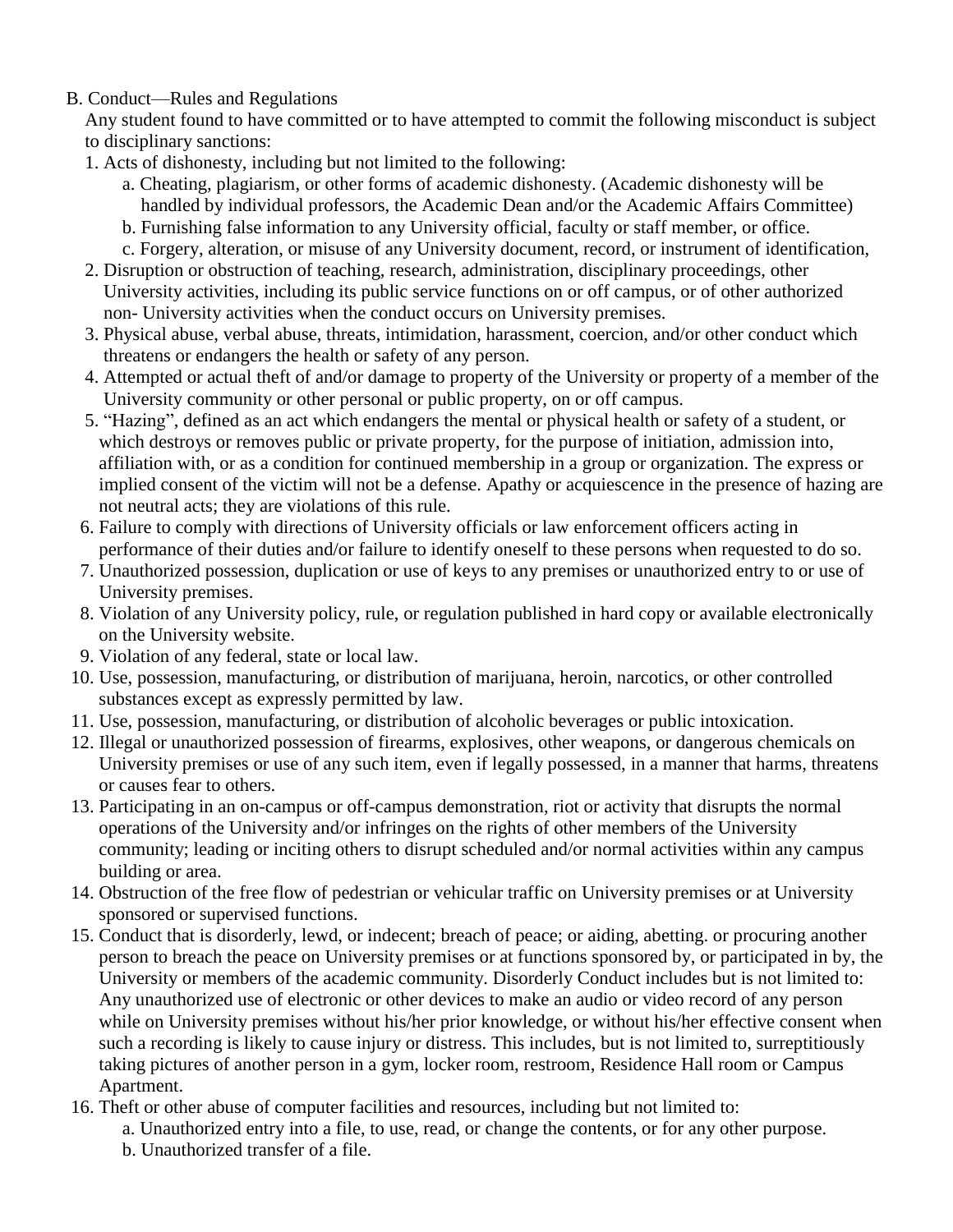B. Conduct—Rules and Regulations

Any student found to have committed or to have attempted to commit the following misconduct is subject to disciplinary sanctions:

1. Acts of dishonesty, including but not limited to the following:
    a. Cheating, plagiarism, or other forms of academic dishonesty. (Academic dishonesty will be handled by individual professors, the Academic Dean and/or the Academic Affairs Committee)
    b. Furnishing false information to any University official, faculty or staff member, or office.
    c. Forgery, alteration, or misuse of any University document, record, or instrument of identification,
2. Disruption or obstruction of teaching, research, administration, disciplinary proceedings, other University activities, including its public service functions on or off campus, or of other authorized non- University activities when the conduct occurs on University premises.
3. Physical abuse, verbal abuse, threats, intimidation, harassment, coercion, and/or other conduct which threatens or endangers the health or safety of any person.
4. Attempted or actual theft of and/or damage to property of the University or property of a member of the University community or other personal or public property, on or off campus.
5. "Hazing", defined as an act which endangers the mental or physical health or safety of a student, or which destroys or removes public or private property, for the purpose of initiation, admission into, affiliation with, or as a condition for continued membership in a group or organization. The express or implied consent of the victim will not be a defense. Apathy or acquiescence in the presence of hazing are not neutral acts; they are violations of this rule.
6. Failure to comply with directions of University officials or law enforcement officers acting in performance of their duties and/or failure to identify oneself to these persons when requested to do so.
7. Unauthorized possession, duplication or use of keys to any premises or unauthorized entry to or use of University premises.
8. Violation of any University policy, rule, or regulation published in hard copy or available electronically on the University website.
9. Violation of any federal, state or local law.
10. Use, possession, manufacturing, or distribution of marijuana, heroin, narcotics, or other controlled substances except as expressly permitted by law.
11. Use, possession, manufacturing, or distribution of alcoholic beverages or public intoxication.
12. Illegal or unauthorized possession of firearms, explosives, other weapons, or dangerous chemicals on University premises or use of any such item, even if legally possessed, in a manner that harms, threatens or causes fear to others.
13. Participating in an on-campus or off-campus demonstration, riot or activity that disrupts the normal operations of the University and/or infringes on the rights of other members of the University community; leading or inciting others to disrupt scheduled and/or normal activities within any campus building or area.
14. Obstruction of the free flow of pedestrian or vehicular traffic on University premises or at University sponsored or supervised functions.
15. Conduct that is disorderly, lewd, or indecent; breach of peace; or aiding, abetting. or procuring another person to breach the peace on University premises or at functions sponsored by, or participated in by, the University or members of the academic community. Disorderly Conduct includes but is not limited to: Any unauthorized use of electronic or other devices to make an audio or video record of any person while on University premises without his/her prior knowledge, or without his/her effective consent when such a recording is likely to cause injury or distress. This includes, but is not limited to, surreptitiously taking pictures of another person in a gym, locker room, restroom, Residence Hall room or Campus Apartment.
16. Theft or other abuse of computer facilities and resources, including but not limited to:
    a. Unauthorized entry into a file, to use, read, or change the contents, or for any other purpose.
    b. Unauthorized transfer of a file.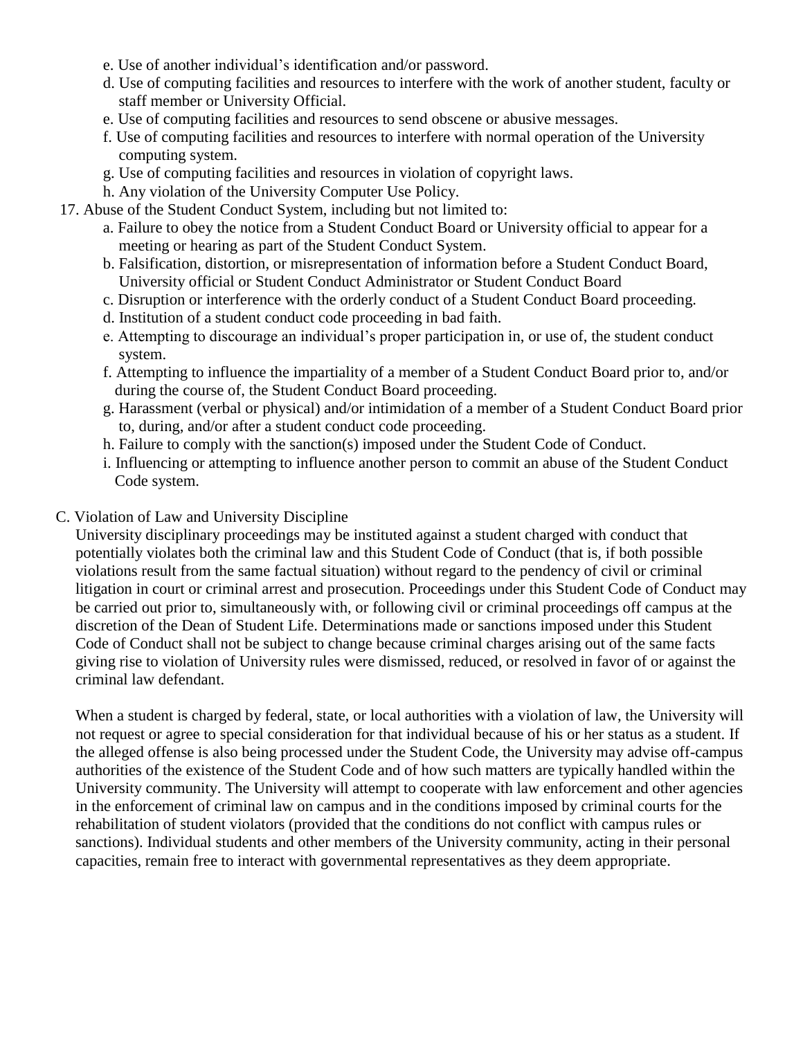e. Use of another individual's identification and/or password.

d. Use of computing facilities and resources to interfere with the work of another student, faculty or staff member or University Official.

e. Use of computing facilities and resources to send obscene or abusive messages.

f. Use of computing facilities and resources to interfere with normal operation of the University computing system.

g. Use of computing facilities and resources in violation of copyright laws.

h. Any violation of the University Computer Use Policy.

17. Abuse of the Student Conduct System, including but not limited to:

    a. Failure to obey the notice from a Student Conduct Board or University official to appear for a meeting or hearing as part of the Student Conduct System.

    b. Falsification, distortion, or misrepresentation of information before a Student Conduct Board, University official or Student Conduct Administrator or Student Conduct Board

    c. Disruption or interference with the orderly conduct of a Student Conduct Board proceeding.

    d. Institution of a student conduct code proceeding in bad faith.

    e. Attempting to discourage an individual's proper participation in, or use of, the student conduct system.

    f. Attempting to influence the impartiality of a member of a Student Conduct Board prior to, and/or during the course of, the Student Conduct Board proceeding.

    g. Harassment (verbal or physical) and/or intimidation of a member of a Student Conduct Board prior to, during, and/or after a student conduct code proceeding.

    h. Failure to comply with the sanction(s) imposed under the Student Code of Conduct.

    i. Influencing or attempting to influence another person to commit an abuse of the Student Conduct Code system.

C. Violation of Law and University Discipline

University disciplinary proceedings may be instituted against a student charged with conduct that potentially violates both the criminal law and this Student Code of Conduct (that is, if both possible violations result from the same factual situation) without regard to the pendency of civil or criminal litigation in court or criminal arrest and prosecution. Proceedings under this Student Code of Conduct may be carried out prior to, simultaneously with, or following civil or criminal proceedings off campus at the discretion of the Dean of Student Life. Determinations made or sanctions imposed under this Student Code of Conduct shall not be subject to change because criminal charges arising out of the same facts giving rise to violation of University rules were dismissed, reduced, or resolved in favor of or against the criminal law defendant.

When a student is charged by federal, state, or local authorities with a violation of law, the University will not request or agree to special consideration for that individual because of his or her status as a student. If the alleged offense is also being processed under the Student Code, the University may advise off-campus authorities of the existence of the Student Code and of how such matters are typically handled within the University community. The University will attempt to cooperate with law enforcement and other agencies in the enforcement of criminal law on campus and in the conditions imposed by criminal courts for the rehabilitation of student violators (provided that the conditions do not conflict with campus rules or sanctions). Individual students and other members of the University community, acting in their personal capacities, remain free to interact with governmental representatives as they deem appropriate.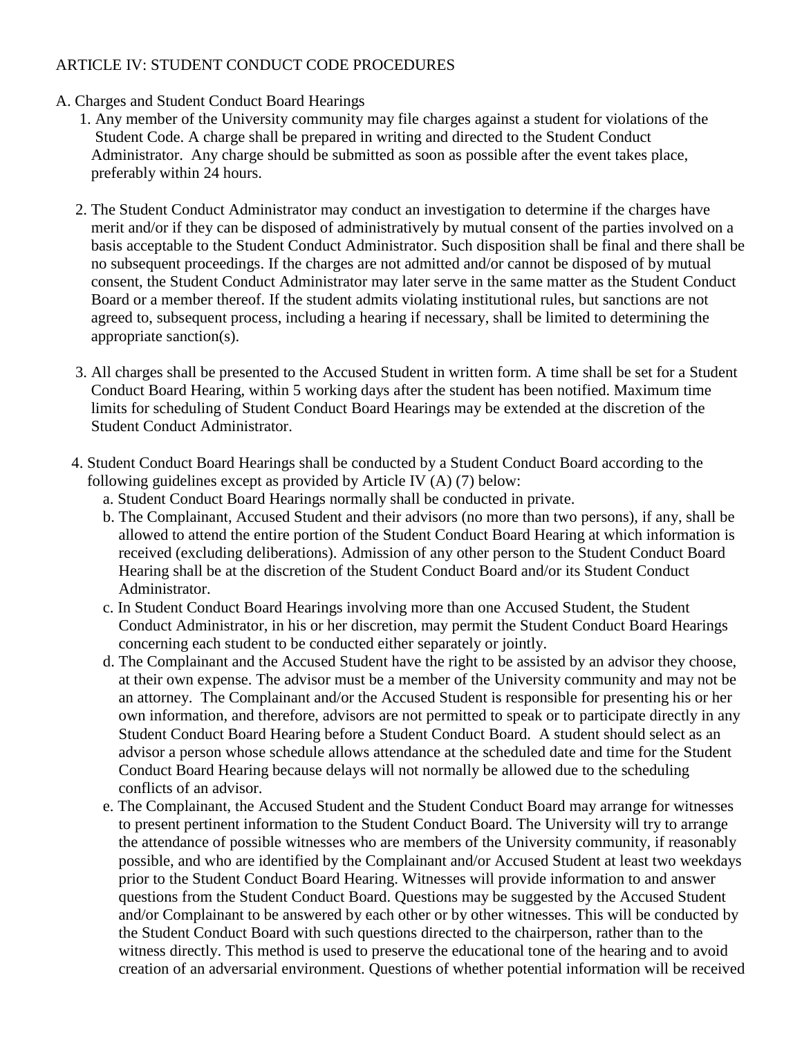ARTICLE IV: STUDENT CONDUCT CODE PROCEDURES

A. Charges and Student Conduct Board Hearings

1. Any member of the University community may file charges against a student for violations of the Student Code. A charge shall be prepared in writing and directed to the Student Conduct Administrator. Any charge should be submitted as soon as possible after the event takes place, preferably within 24 hours.

2. The Student Conduct Administrator may conduct an investigation to determine if the charges have merit and/or if they can be disposed of administratively by mutual consent of the parties involved on a basis acceptable to the Student Conduct Administrator. Such disposition shall be final and there shall be no subsequent proceedings. If the charges are not admitted and/or cannot be disposed of by mutual consent, the Student Conduct Administrator may later serve in the same matter as the Student Conduct Board or a member thereof. If the student admits violating institutional rules, but sanctions are not agreed to, subsequent process, including a hearing if necessary, shall be limited to determining the appropriate sanction(s).

3. All charges shall be presented to the Accused Student in written form. A time shall be set for a Student Conduct Board Hearing, within 5 working days after the student has been notified. Maximum time limits for scheduling of Student Conduct Board Hearings may be extended at the discretion of the Student Conduct Administrator.

4. Student Conduct Board Hearings shall be conducted by a Student Conduct Board according to the following guidelines except as provided by Article IV (A) (7) below:
   a. Student Conduct Board Hearings normally shall be conducted in private.
   b. The Complainant, Accused Student and their advisors (no more than two persons), if any, shall be allowed to attend the entire portion of the Student Conduct Board Hearing at which information is received (excluding deliberations). Admission of any other person to the Student Conduct Board Hearing shall be at the discretion of the Student Conduct Board and/or its Student Conduct Administrator.
   c. In Student Conduct Board Hearings involving more than one Accused Student, the Student Conduct Administrator, in his or her discretion, may permit the Student Conduct Board Hearings concerning each student to be conducted either separately or jointly.
   d. The Complainant and the Accused Student have the right to be assisted by an advisor they choose, at their own expense. The advisor must be a member of the University community and may not be an attorney. The Complainant and/or the Accused Student is responsible for presenting his or her own information, and therefore, advisors are not permitted to speak or to participate directly in any Student Conduct Board Hearing before a Student Conduct Board. A student should select as an advisor a person whose schedule allows attendance at the scheduled date and time for the Student Conduct Board Hearing because delays will not normally be allowed due to the scheduling conflicts of an advisor.
   e. The Complainant, the Accused Student and the Student Conduct Board may arrange for witnesses to present pertinent information to the Student Conduct Board. The University will try to arrange the attendance of possible witnesses who are members of the University community, if reasonably possible, and who are identified by the Complainant and/or Accused Student at least two weekdays prior to the Student Conduct Board Hearing. Witnesses will provide information to and answer questions from the Student Conduct Board. Questions may be suggested by the Accused Student and/or Complainant to be answered by each other or by other witnesses. This will be conducted by the Student Conduct Board with such questions directed to the chairperson, rather than to the witness directly. This method is used to preserve the educational tone of the hearing and to avoid creation of an adversarial environment. Questions of whether potential information will be received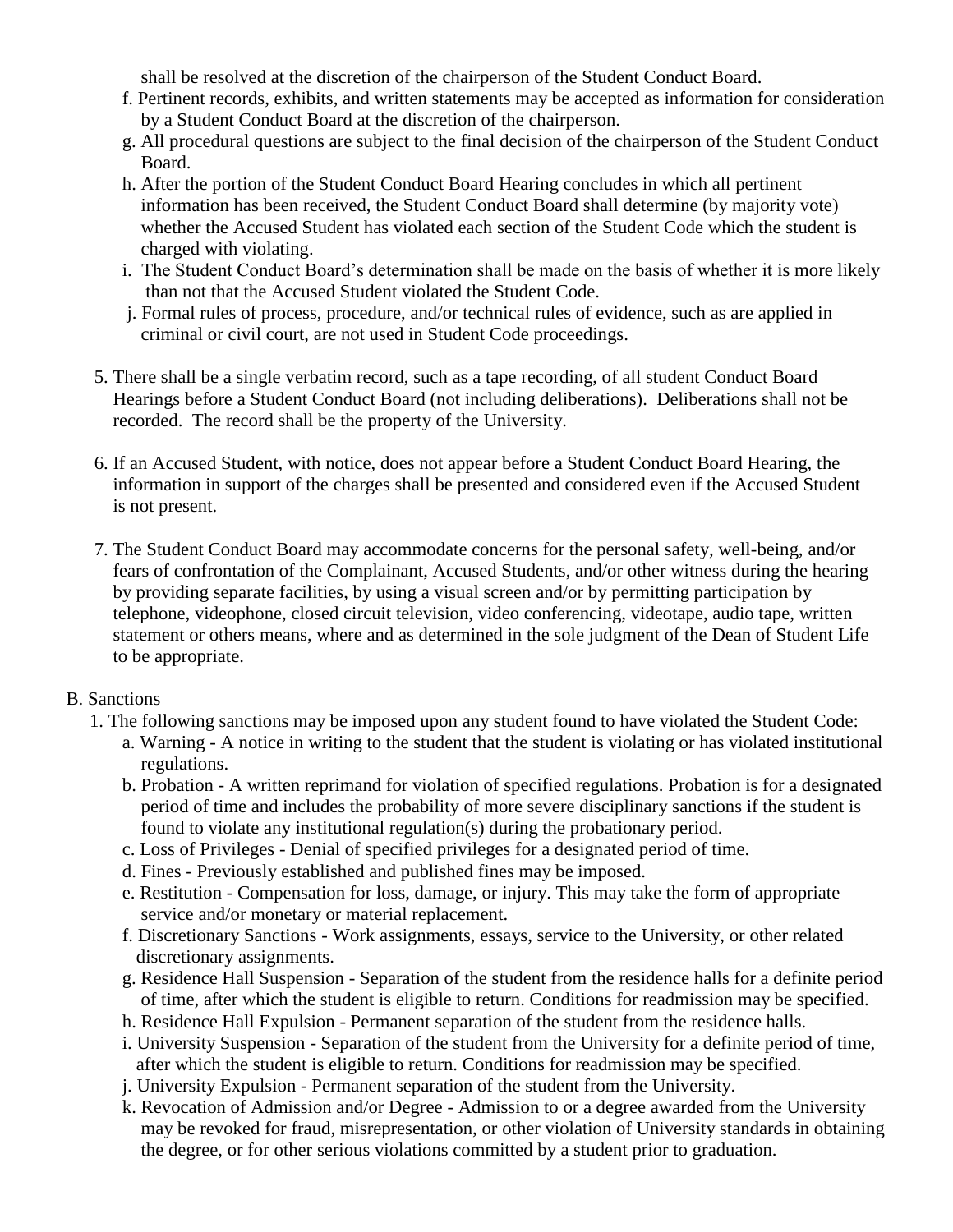shall be resolved at the discretion of the chairperson of the Student Conduct Board.

f. Pertinent records, exhibits, and written statements may be accepted as information for consideration by a Student Conduct Board at the discretion of the chairperson.

g. All procedural questions are subject to the final decision of the chairperson of the Student Conduct Board.

h. After the portion of the Student Conduct Board Hearing concludes in which all pertinent information has been received, the Student Conduct Board shall determine (by majority vote) whether the Accused Student has violated each section of the Student Code which the student is charged with violating.

i. The Student Conduct Board's determination shall be made on the basis of whether it is more likely than not that the Accused Student violated the Student Code.

j. Formal rules of process, procedure, and/or technical rules of evidence, such as are applied in criminal or civil court, are not used in Student Code proceedings.

5. There shall be a single verbatim record, such as a tape recording, of all student Conduct Board Hearings before a Student Conduct Board (not including deliberations). Deliberations shall not be recorded. The record shall be the property of the University.

6. If an Accused Student, with notice, does not appear before a Student Conduct Board Hearing, the information in support of the charges shall be presented and considered even if the Accused Student is not present.

7. The Student Conduct Board may accommodate concerns for the personal safety, well-being, and/or fears of confrontation of the Complainant, Accused Students, and/or other witness during the hearing by providing separate facilities, by using a visual screen and/or by permitting participation by telephone, videophone, closed circuit television, video conferencing, videotape, audio tape, written statement or others means, where and as determined in the sole judgment of the Dean of Student Life to be appropriate.

B. Sanctions

1. The following sanctions may be imposed upon any student found to have violated the Student Code:
   a. Warning - A notice in writing to the student that the student is violating or has violated institutional regulations.
   b. Probation - A written reprimand for violation of specified regulations. Probation is for a designated period of time and includes the probability of more severe disciplinary sanctions if the student is found to violate any institutional regulation(s) during the probationary period.
   c. Loss of Privileges - Denial of specified privileges for a designated period of time.
   d. Fines - Previously established and published fines may be imposed.
   e. Restitution - Compensation for loss, damage, or injury. This may take the form of appropriate service and/or monetary or material replacement.
   f. Discretionary Sanctions - Work assignments, essays, service to the University, or other related discretionary assignments.
   g. Residence Hall Suspension - Separation of the student from the residence halls for a definite period of time, after which the student is eligible to return. Conditions for readmission may be specified.
   h. Residence Hall Expulsion - Permanent separation of the student from the residence halls.
   i. University Suspension - Separation of the student from the University for a definite period of time, after which the student is eligible to return. Conditions for readmission may be specified.
   j. University Expulsion - Permanent separation of the student from the University.
   k. Revocation of Admission and/or Degree - Admission to or a degree awarded from the University may be revoked for fraud, misrepresentation, or other violation of University standards in obtaining the degree, or for other serious violations committed by a student prior to graduation.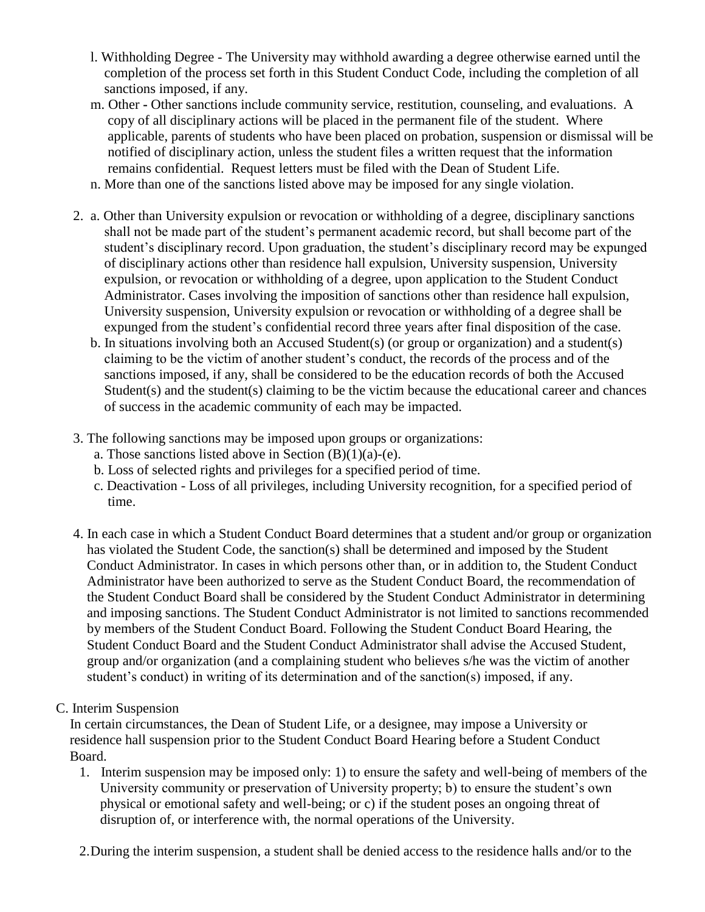l. Withholding Degree - The University may withhold awarding a degree otherwise earned until the completion of the process set forth in this Student Conduct Code, including the completion of all sanctions imposed, if any.

m. Other - Other sanctions include community service, restitution, counseling, and evaluations. A copy of all disciplinary actions will be placed in the permanent file of the student. Where applicable, parents of students who have been placed on probation, suspension or dismissal will be notified of disciplinary action, unless the student files a written request that the information remains confidential. Request letters must be filed with the Dean of Student Life.

n. More than one of the sanctions listed above may be imposed for any single violation.

2. a. Other than University expulsion or revocation or withholding of a degree, disciplinary sanctions shall not be made part of the student's permanent academic record, but shall become part of the student's disciplinary record. Upon graduation, the student's disciplinary record may be expunged of disciplinary actions other than residence hall expulsion, University suspension, University expulsion, or revocation or withholding of a degree, upon application to the Student Conduct Administrator. Cases involving the imposition of sanctions other than residence hall expulsion, University suspension, University expulsion or revocation or withholding of a degree shall be expunged from the student's confidential record three years after final disposition of the case.

   b. In situations involving both an Accused Student(s) (or group or organization) and a student(s) claiming to be the victim of another student's conduct, the records of the process and of the sanctions imposed, if any, shall be considered to be the education records of both the Accused Student(s) and the student(s) claiming to be the victim because the educational career and chances of success in the academic community of each may be impacted.

3. The following sanctions may be imposed upon groups or organizations:
   a. Those sanctions listed above in Section (B)(1)(a)-(e).
   b. Loss of selected rights and privileges for a specified period of time.
   c. Deactivation - Loss of all privileges, including University recognition, for a specified period of time.

4. In each case in which a Student Conduct Board determines that a student and/or group or organization has violated the Student Code, the sanction(s) shall be determined and imposed by the Student Conduct Administrator. In cases in which persons other than, or in addition to, the Student Conduct Administrator have been authorized to serve as the Student Conduct Board, the recommendation of the Student Conduct Board shall be considered by the Student Conduct Administrator in determining and imposing sanctions. The Student Conduct Administrator is not limited to sanctions recommended by members of the Student Conduct Board. Following the Student Conduct Board Hearing, the Student Conduct Board and the Student Conduct Administrator shall advise the Accused Student, group and/or organization (and a complaining student who believes s/he was the victim of another student's conduct) in writing of its determination and of the sanction(s) imposed, if any.

C. Interim Suspension

In certain circumstances, the Dean of Student Life, or a designee, may impose a University or residence hall suspension prior to the Student Conduct Board Hearing before a Student Conduct Board.

1. Interim suspension may be imposed only: 1) to ensure the safety and well-being of members of the University community or preservation of University property; b) to ensure the student's own physical or emotional safety and well-being; or c) if the student poses an ongoing threat of disruption of, or interference with, the normal operations of the University.

2. During the interim suspension, a student shall be denied access to the residence halls and/or to the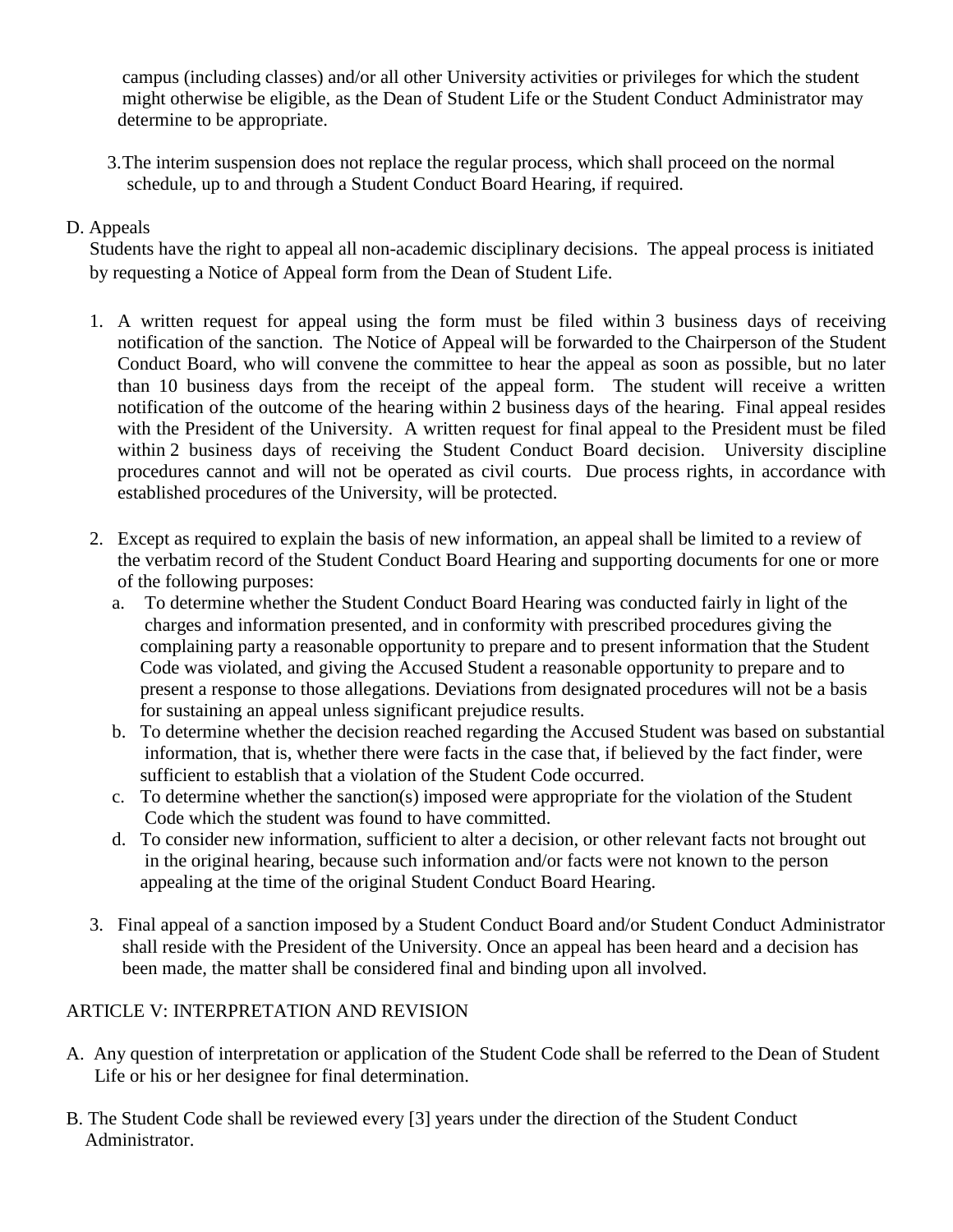campus (including classes) and/or all other University activities or privileges for which the student might otherwise be eligible, as the Dean of Student Life or the Student Conduct Administrator may determine to be appropriate.

3. The interim suspension does not replace the regular process, which shall proceed on the normal schedule, up to and through a Student Conduct Board Hearing, if required.

D. Appeals

Students have the right to appeal all non-academic disciplinary decisions. The appeal process is initiated by requesting a Notice of Appeal form from the Dean of Student Life.

1. A written request for appeal using the form must be filed within 3 business days of receiving notification of the sanction. The Notice of Appeal will be forwarded to the Chairperson of the Student Conduct Board, who will convene the committee to hear the appeal as soon as possible, but no later than 10 business days from the receipt of the appeal form. The student will receive a written notification of the outcome of the hearing within 2 business days of the hearing. Final appeal resides with the President of the University. A written request for final appeal to the President must be filed within 2 business days of receiving the Student Conduct Board decision. University discipline procedures cannot and will not be operated as civil courts. Due process rights, in accordance with established procedures of the University, will be protected.

2. Except as required to explain the basis of new information, an appeal shall be limited to a review of the verbatim record of the Student Conduct Board Hearing and supporting documents for one or more of the following purposes:
   a. To determine whether the Student Conduct Board Hearing was conducted fairly in light of the charges and information presented, and in conformity with prescribed procedures giving the complaining party a reasonable opportunity to prepare and to present information that the Student Code was violated, and giving the Accused Student a reasonable opportunity to prepare and to present a response to those allegations. Deviations from designated procedures will not be a basis for sustaining an appeal unless significant prejudice results.
   b. To determine whether the decision reached regarding the Accused Student was based on substantial information, that is, whether there were facts in the case that, if believed by the fact finder, were sufficient to establish that a violation of the Student Code occurred.
   c. To determine whether the sanction(s) imposed were appropriate for the violation of the Student Code which the student was found to have committed.
   d. To consider new information, sufficient to alter a decision, or other relevant facts not brought out in the original hearing, because such information and/or facts were not known to the person appealing at the time of the original Student Conduct Board Hearing.

3. Final appeal of a sanction imposed by a Student Conduct Board and/or Student Conduct Administrator shall reside with the President of the University. Once an appeal has been heard and a decision has been made, the matter shall be considered final and binding upon all involved.

ARTICLE V: INTERPRETATION AND REVISION

A. Any question of interpretation or application of the Student Code shall be referred to the Dean of Student Life or his or her designee for final determination.

B. The Student Code shall be reviewed every [3] years under the direction of the Student Conduct Administrator.